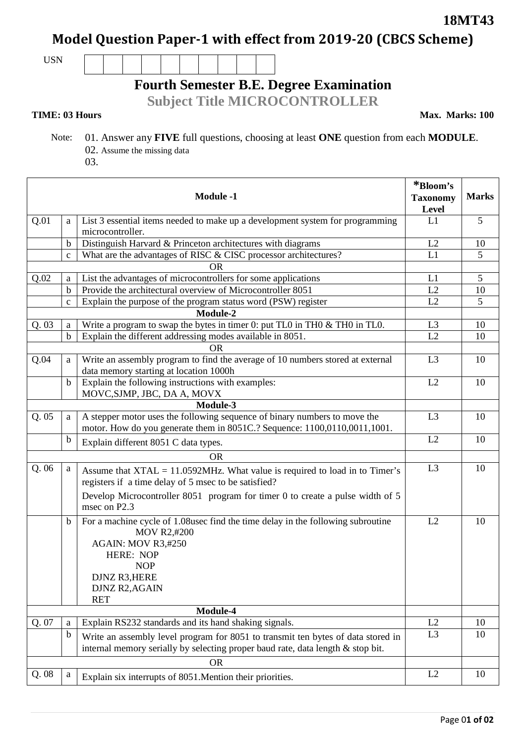**18MT43**

# Model Question Paper-1 with effect from 2019-20 (CBCS Scheme)

USN | | | | | | | | | | |

## Fourth Semester B.E. Degree Examination

## Subject Title MICROCONTROLLER

**TIME: 03 Hours** **Max. Marks: 100**

Note: 01. Answer any **FIVE** full questions, choosing at least **ONE** question from each **MODULE**.
02. Assume the missing data
03.

| | | **Module -1** | ***Bloom's Taxonomy Level** | **Marks** |
|---|---|---|---|---|
| Q.01 | a | List 3 essential items needed to make up a development system for programming microcontroller. | L1 | 5 |
| | b | Distinguish Harvard & Princeton architectures with diagrams | L2 | 10 |
| | c | What are the advantages of RISC & CISC processor architectures? | L1 | 5 |
| | | OR | | |
| Q.02 | a | List the advantages of microcontrollers for some applications | L1 | 5 |
| | b | Provide the architectural overview of Microcontroller 8051 | L2 | 10 |
| | c | Explain the purpose of the program status word (PSW) register | L2 | 5 |
| | | **Module-2** | | |
| Q. 03 | a | Write a program to swap the bytes in timer 0: put TL0 in TH0 & TH0 in TL0. | L3 | 10 |
| | b | Explain the different addressing modes available in 8051. | L2 | 10 |
| | | OR | | |
| Q.04 | a | Write an assembly program to find the average of 10 numbers stored at external data memory starting at location 1000h | L3 | 10 |
| | b | Explain the following instructions with examples: MOVC,SJMP, JBC, DA A, MOVX | L2 | 10 |
| | | **Module-3** | | |
| Q. 05 | a | A stepper motor uses the following sequence of binary numbers to move the motor. How do you generate them in 8051C.? Sequence: 1100,0110,0011,1001. | L3 | 10 |
| | b | Explain different 8051 C data types. | L2 | 10 |
| | | OR | | |
| Q. 06 | a | Assume that XTAL = 11.0592MHz. What value is required to load in to Timer's registers if a time delay of 5 msec to be satisfied?<br>Develop Microcontroller 8051 program for timer 0 to create a pulse width of 5 msec on P2.3 | L3 | 10 |
| | b | For a machine cycle of 1.08usec find the time delay in the following subroutine<br>MOV R2,#200<br>AGAIN: MOV R3,#250<br>HERE: NOP<br>NOP<br>DJNZ R3,HERE<br>DJNZ R2,AGAIN<br>RET | L2 | 10 |
| | | **Module-4** | | |
| Q. 07 | a | Explain RS232 standards and its hand shaking signals. | L2 | 10 |
| | b | Write an assembly level program for 8051 to transmit ten bytes of data stored in internal memory serially by selecting proper baud rate, data length & stop bit. | L3 | 10 |
| | | OR | | |
| Q. 08 | a | Explain six interrupts of 8051.Mention their priorities. | L2 | 10 |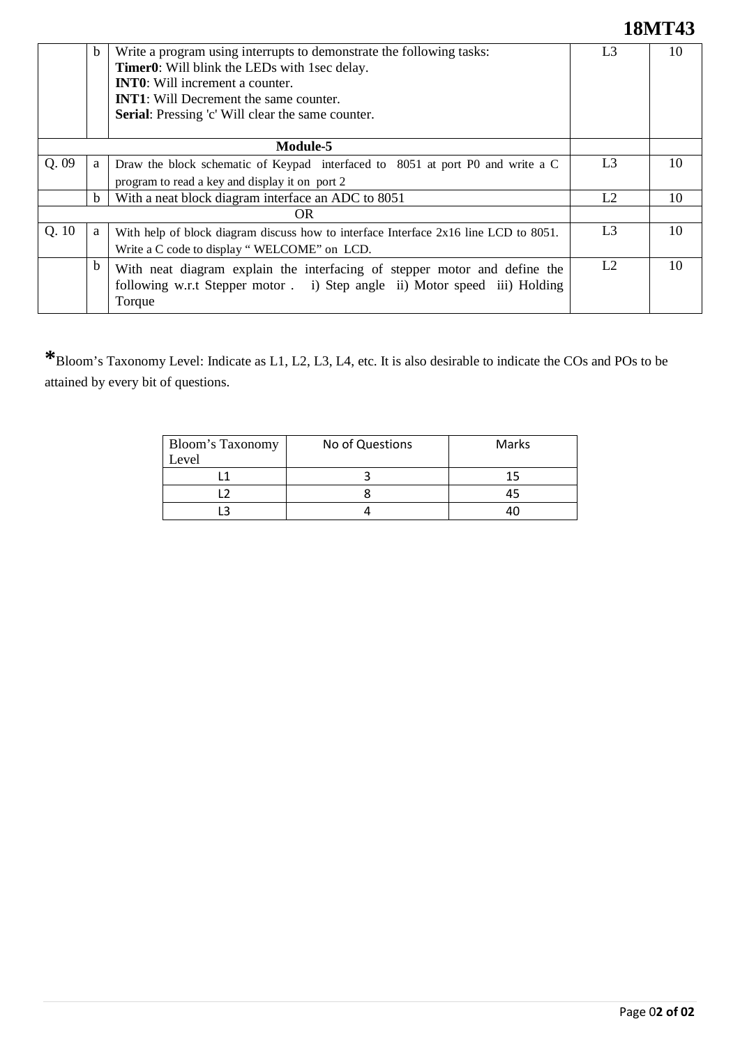| | | | | |
|---|---|---|---|---|
| | b | Write a program using interrupts to demonstrate the following tasks:<br>**Timer0**: Will blink the LEDs with 1sec delay.<br>**INT0**: Will increment a counter.<br>**INT1**: Will Decrement the same counter.<br>**Serial**: Pressing 'c' Will clear the same counter. | L3 | 10 |
| | | **Module-5** | | |
| Q. 09 | a | Draw the block schematic of Keypad interfaced to 8051 at port P0 and write a C program to read a key and display it on port 2 | L3 | 10 |
| | b | With a neat block diagram interface an ADC to 8051 | L2 | 10 |
| | | OR | | |
| Q. 10 | a | With help of block diagram discuss how to interface Interface 2x16 line LCD to 8051. Write a C code to display " WELCOME" on LCD. | L3 | 10 |
| | b | With neat diagram explain the interfacing of stepper motor and define the following w.r.t Stepper motor . i) Step angle ii) Motor speed iii) Holding Torque | L2 | 10 |

***Bloom's Taxonomy Level**: Indicate as L1, L2, L3, L4, etc. It is also desirable to indicate the COs and POs to be attained by every bit of questions.

| Bloom's Taxonomy Level | No of Questions | Marks |
|---|---|---|
| L1 | 3 | 15 |
| L2 | 8 | 45 |
| L3 | 4 | 40 |